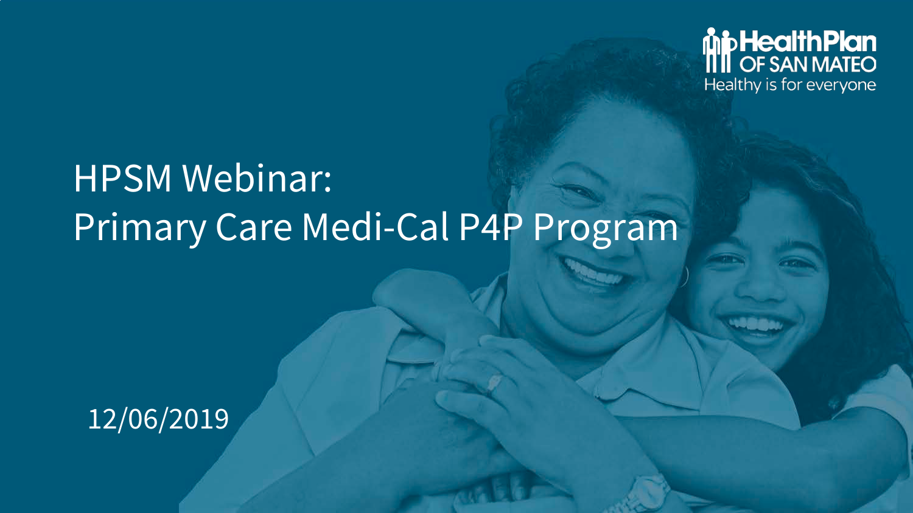HealthPlan OF SAN MATEO
Healthy is for everyone

# HPSM Webinar: Primary Care Medi-Cal P4P Program

12/06/2019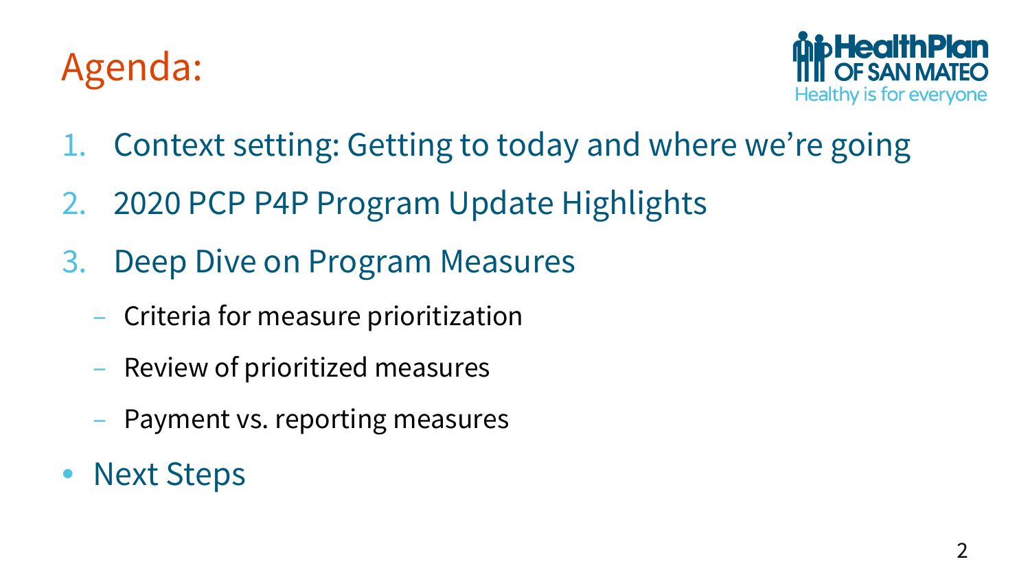# Agenda:

HealthPlan OF SAN MATEO
Healthy is for everyone

1. Context setting: Getting to today and where we're going
2. 2020 PCP P4P Program Update Highlights
3. Deep Dive on Program Measures
   - Criteria for measure prioritization
   - Review of prioritized measures
   - Payment vs. reporting measures

- Next Steps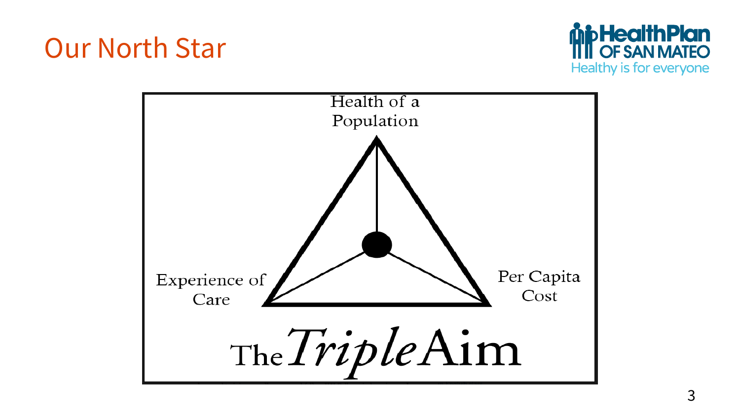# Our North Star

Health of a Population

Experience of Care

Per Capita Cost

The *Triple* Aim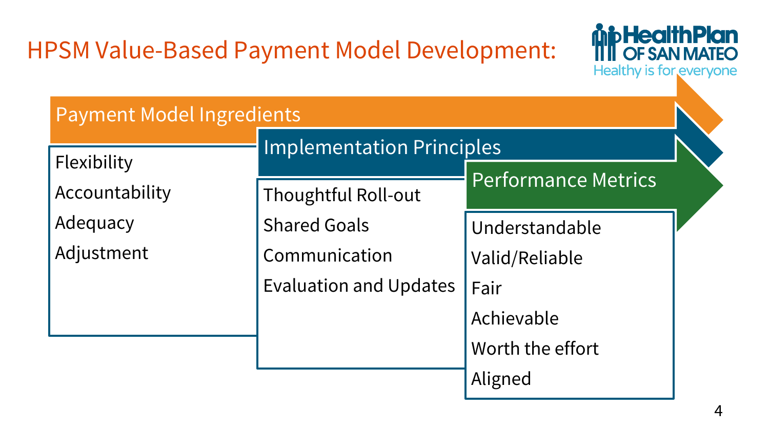# HPSM Value-Based Payment Model Development:

## Payment Model Ingredients

- Flexibility
- Accountability
- Adequacy
- Adjustment

## Implementation Principles

- Thoughtful Roll-out
- Shared Goals
- Communication
- Evaluation and Updates

## Performance Metrics

- Understandable
- Valid/Reliable
- Fair
- Achievable
- Worth the effort
- Aligned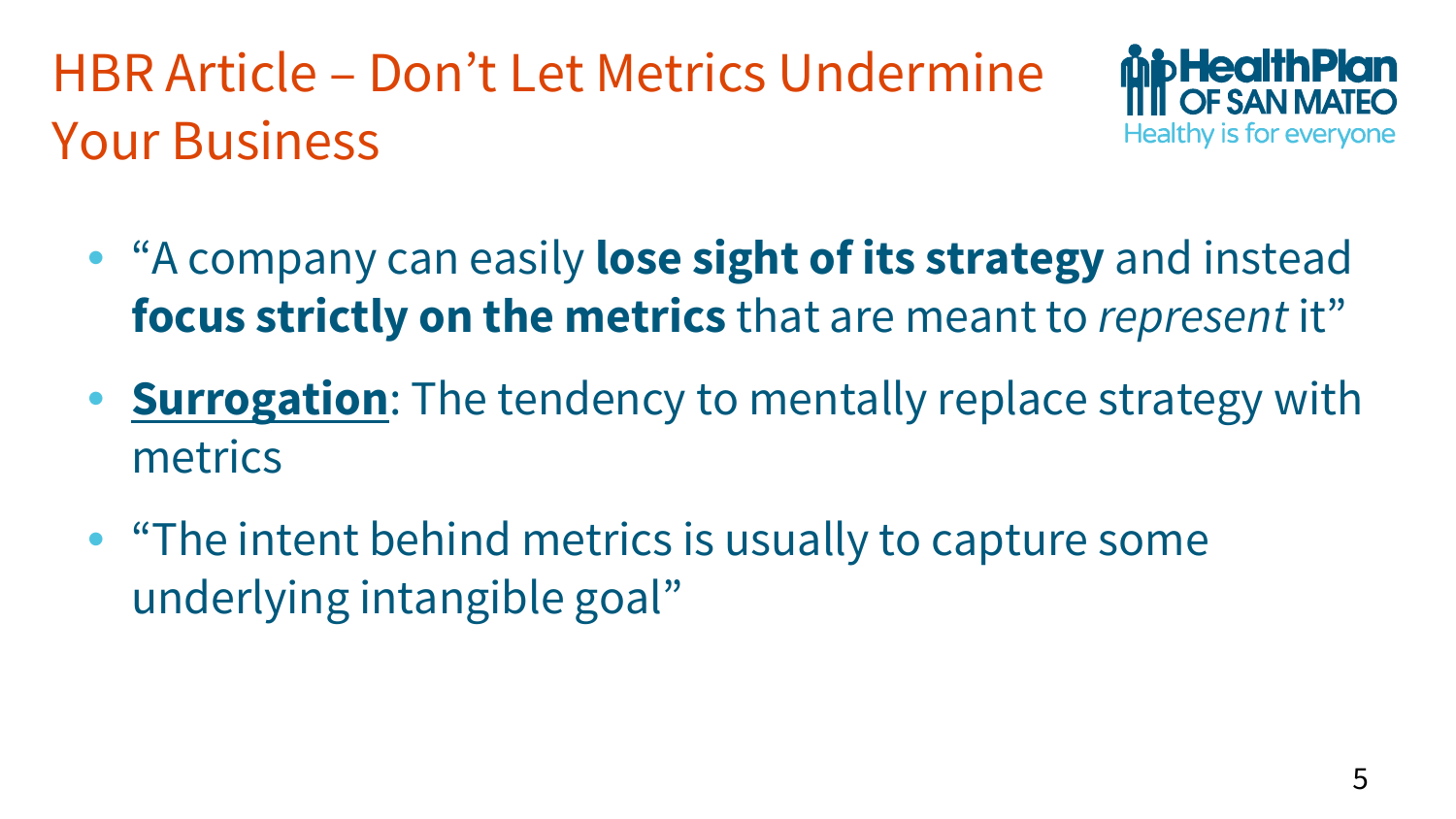# HBR Article – Don't Let Metrics Undermine Your Business

- "A company can easily **lose sight of its strategy** and instead **focus strictly on the metrics** that are meant to *represent* it"
- **<u>Surrogation</u>**: The tendency to mentally replace strategy with metrics
- "The intent behind metrics is usually to capture some underlying intangible goal"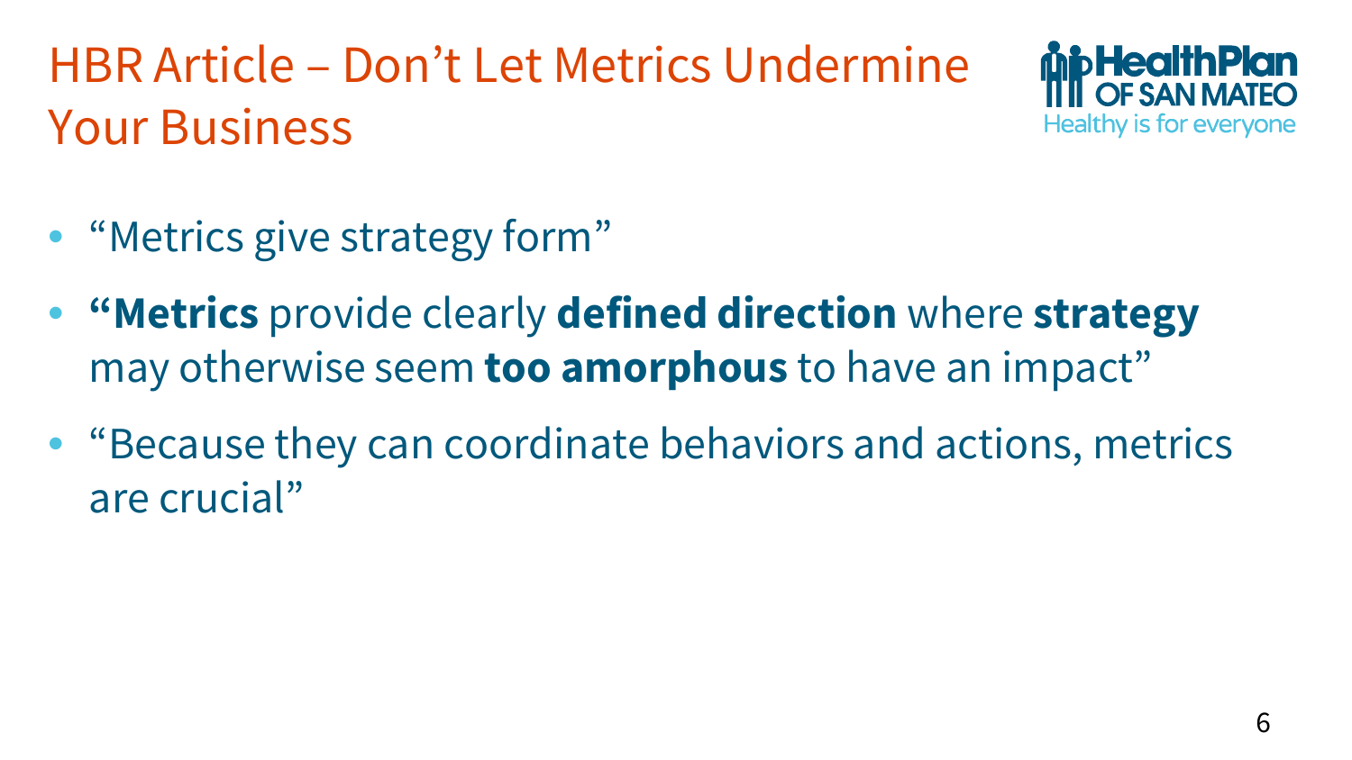# HBR Article – Don’t Let Metrics Undermine Your Business

- “Metrics give strategy form”
- **“Metrics** provide clearly **defined direction** where **strategy** may otherwise seem **too amorphous** to have an impact”
- “Because they can coordinate behaviors and actions, metrics are crucial”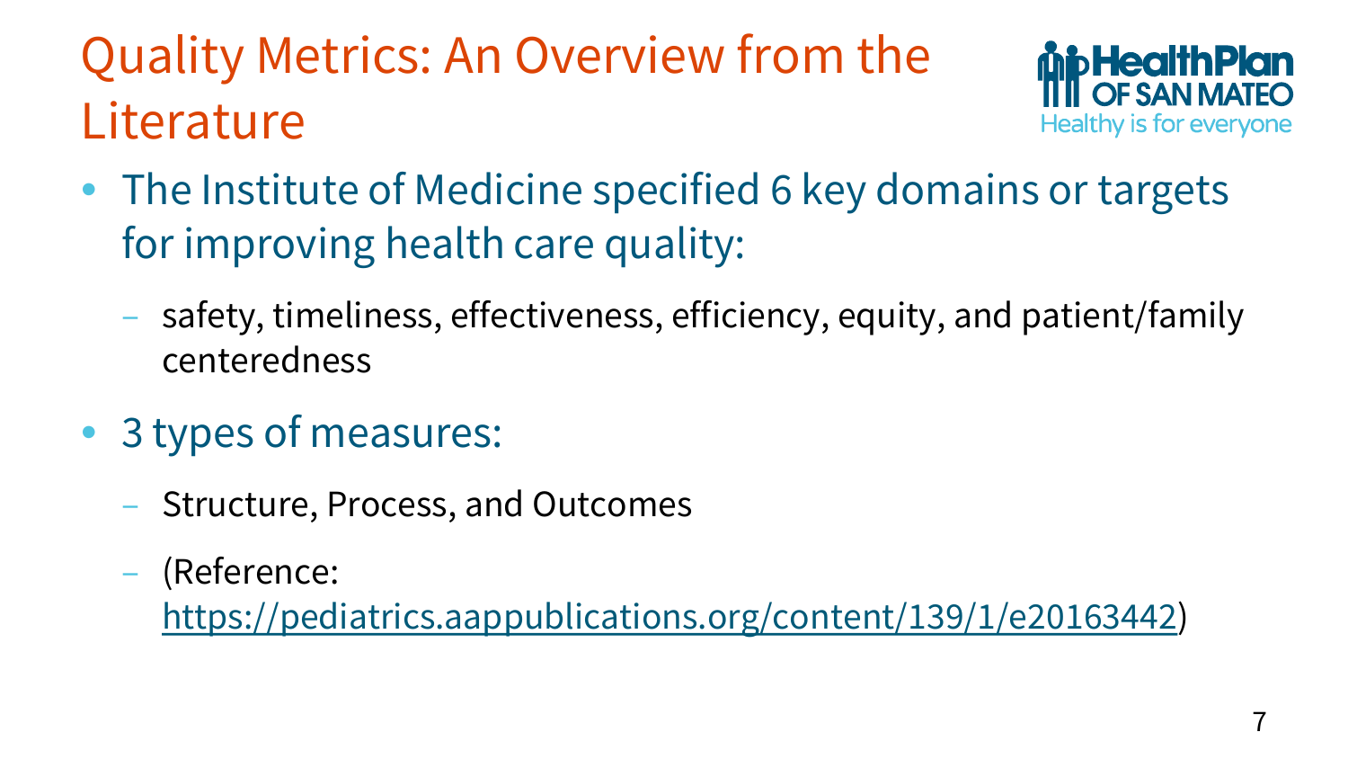# Quality Metrics: An Overview from the Literature

- The Institute of Medicine specified 6 key domains or targets for improving health care quality:
  - safety, timeliness, effectiveness, efficiency, equity, and patient/family centeredness
- 3 types of measures:
  - Structure, Process, and Outcomes
  - (Reference: https://pediatrics.aappublications.org/content/139/1/e20163442)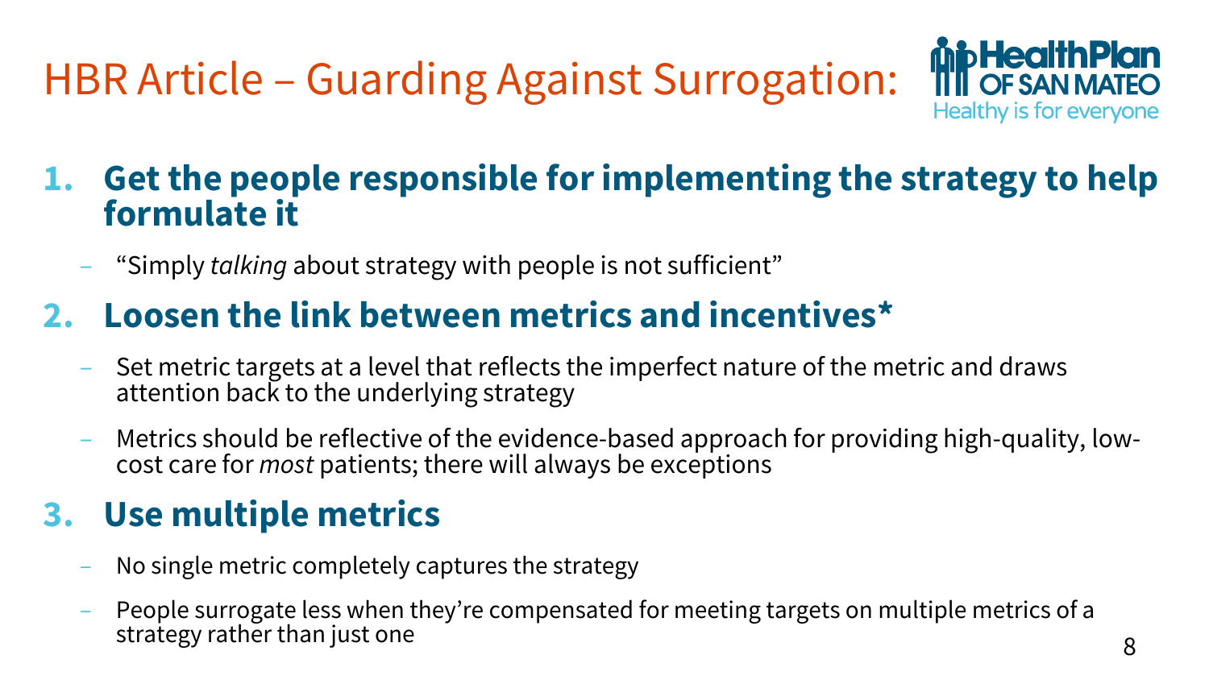# HBR Article – Guarding Against Surrogation:

HealthPlan OF SAN MATEO
Healthy is for everyone

1. **Get the people responsible for implementing the strategy to help formulate it**
   - "Simply *talking* about strategy with people is not sufficient"
2. **Loosen the link between metrics and incentives***
   - Set metric targets at a level that reflects the imperfect nature of the metric and draws attention back to the underlying strategy
   - Metrics should be reflective of the evidence-based approach for providing high-quality, low-cost care for *most* patients; there will always be exceptions
3. **Use multiple metrics**
   - No single metric completely captures the strategy
   - People surrogate less when they're compensated for meeting targets on multiple metrics of a strategy rather than just one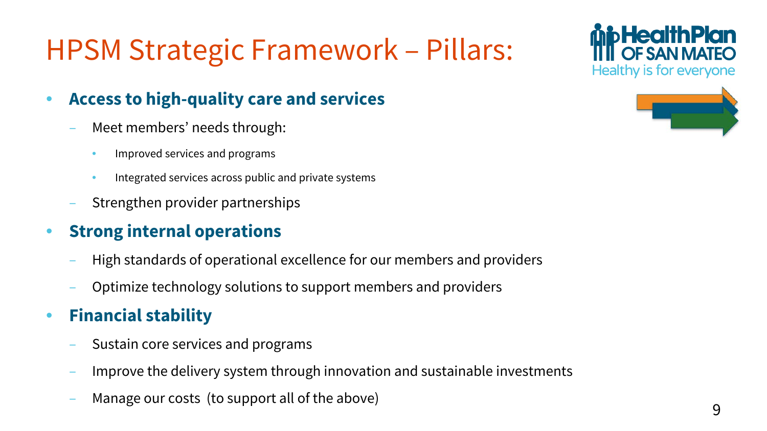# HPSM Strategic Framework – Pillars:

- **Access to high-quality care and services**
  - Meet members' needs through:
    - Improved services and programs
    - Integrated services across public and private systems
  - Strengthen provider partnerships
- **Strong internal operations**
  - High standards of operational excellence for our members and providers
  - Optimize technology solutions to support members and providers
- **Financial stability**
  - Sustain core services and programs
  - Improve the delivery system through innovation and sustainable investments
  - Manage our costs (to support all of the above)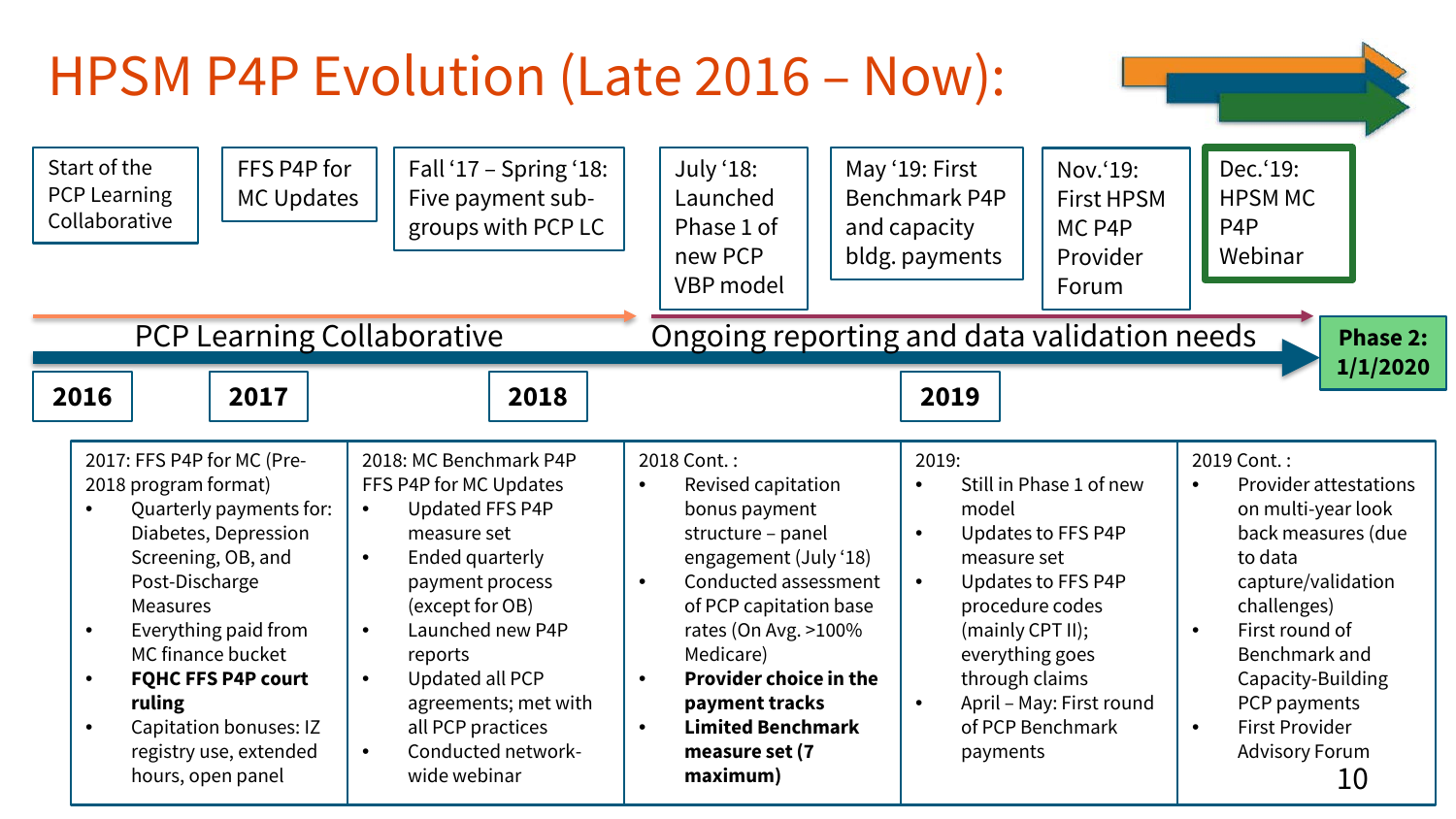# HPSM P4P Evolution (Late 2016 – Now):

- Start of the PCP Learning Collaborative
- FFS P4P for MC Updates
- Fall '17 – Spring '18: Five payment sub-groups with PCP LC
- July '18: Launched Phase 1 of new PCP VBP model
- May '19: First Benchmark P4P and capacity bldg. payments
- Nov.'19: First HPSM MC P4P Provider Forum
- Dec.'19: HPSM MC P4P Webinar

PCP Learning Collaborative → Ongoing reporting and data validation needs

**2016** — **2017** — **2018** — **2019** — **Phase 2: 1/1/2020**

2017: FFS P4P for MC (Pre-2018 program format)

- Quarterly payments for: Diabetes, Depression Screening, OB, and Post-Discharge Measures
- Everything paid from MC finance bucket
- **FQHC FFS P4P court ruling**
- Capitation bonuses: IZ registry use, extended hours, open panel

2018: MC Benchmark P4P FFS P4P for MC Updates

- Updated FFS P4P measure set
- Ended quarterly payment process (except for OB)
- Launched new P4P reports
- Updated all PCP agreements; met with all PCP practices
- Conducted network-wide webinar

2018 Cont. :

- Revised capitation bonus payment structure – panel engagement (July '18)
- Conducted assessment of PCP capitation base rates (On Avg. >100% Medicare)
- **Provider choice in the payment tracks**
- **Limited Benchmark measure set (7 maximum)**

2019:

- Still in Phase 1 of new model
- Updates to FFS P4P measure set
- Updates to FFS P4P procedure codes (mainly CPT II); everything goes through claims
- April – May: First round of PCP Benchmark payments

2019 Cont. :

- Provider attestations on multi-year look back measures (due to data capture/validation challenges)
- First round of Benchmark and Capacity-Building PCP payments
- First Provider Advisory Forum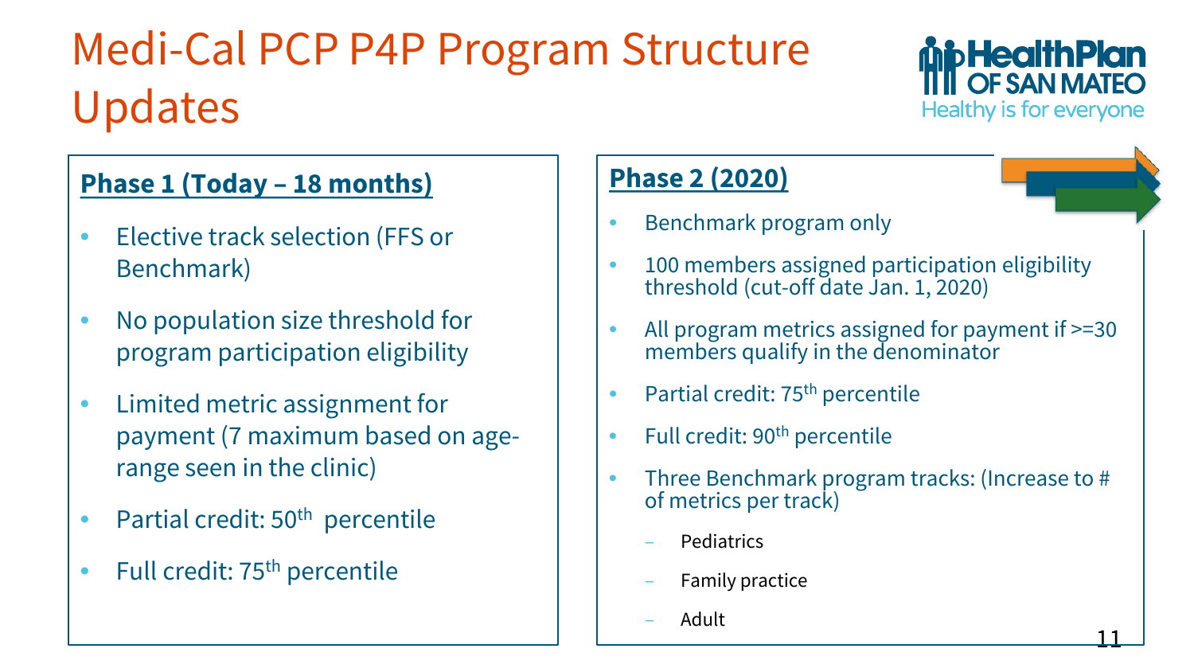# Medi-Cal PCP P4P Program Structure Updates

HealthPlan OF SAN MATEO
Healthy is for everyone

## Phase 1 (Today – 18 months)

- Elective track selection (FFS or Benchmark)
- No population size threshold for program participation eligibility
- Limited metric assignment for payment (7 maximum based on age-range seen in the clinic)
- Partial credit: 50th percentile
- Full credit: 75th percentile

## Phase 2 (2020)

- Benchmark program only
- 100 members assigned participation eligibility threshold (cut-off date Jan. 1, 2020)
- All program metrics assigned for payment if >=30 members qualify in the denominator
- Partial credit: 75th percentile
- Full credit: 90th percentile
- Three Benchmark program tracks: (Increase to # of metrics per track)
  - Pediatrics
  - Family practice
  - Adult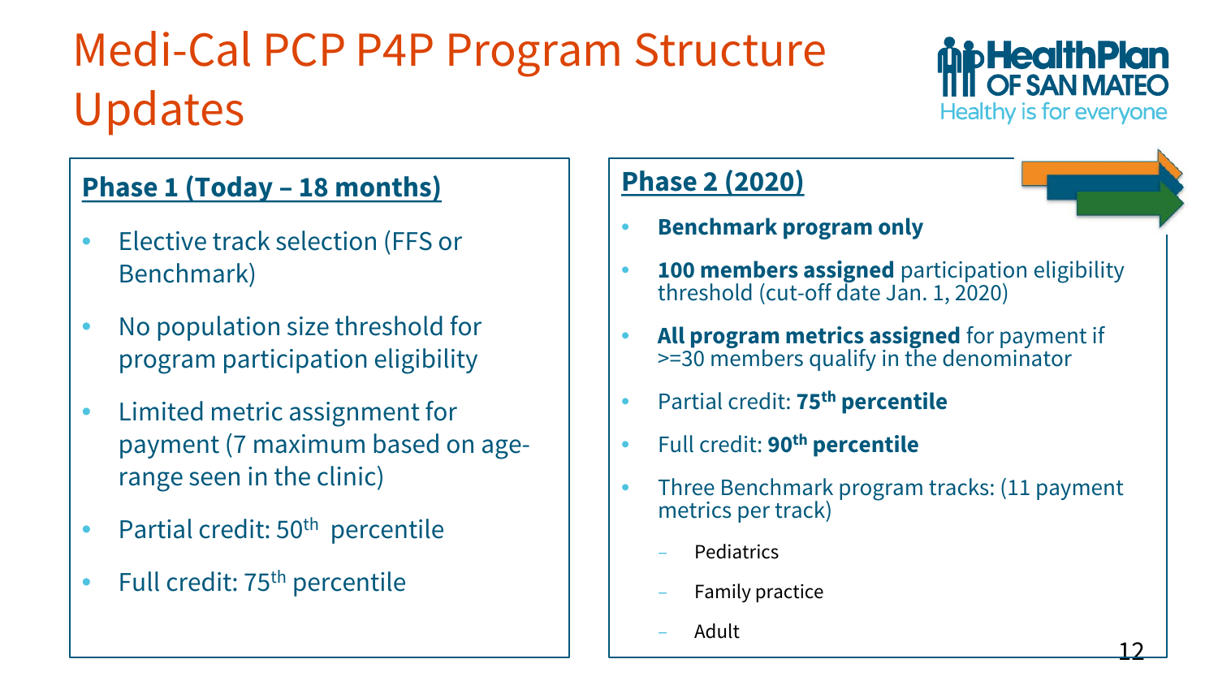# Medi-Cal PCP P4P Program Structure Updates

HealthPlan OF SAN MATEO
Healthy is for everyone

## Phase 1 (Today – 18 months)

- Elective track selection (FFS or Benchmark)
- No population size threshold for program participation eligibility
- Limited metric assignment for payment (7 maximum based on age-range seen in the clinic)
- Partial credit: 50th percentile
- Full credit: 75th percentile

## Phase 2 (2020)

- **Benchmark program only**
- **100 members assigned** participation eligibility threshold (cut-off date Jan. 1, 2020)
- **All program metrics assigned** for payment if >=30 members qualify in the denominator
- Partial credit: **75th percentile**
- Full credit: **90th percentile**
- Three Benchmark program tracks: (11 payment metrics per track)
  - Pediatrics
  - Family practice
  - Adult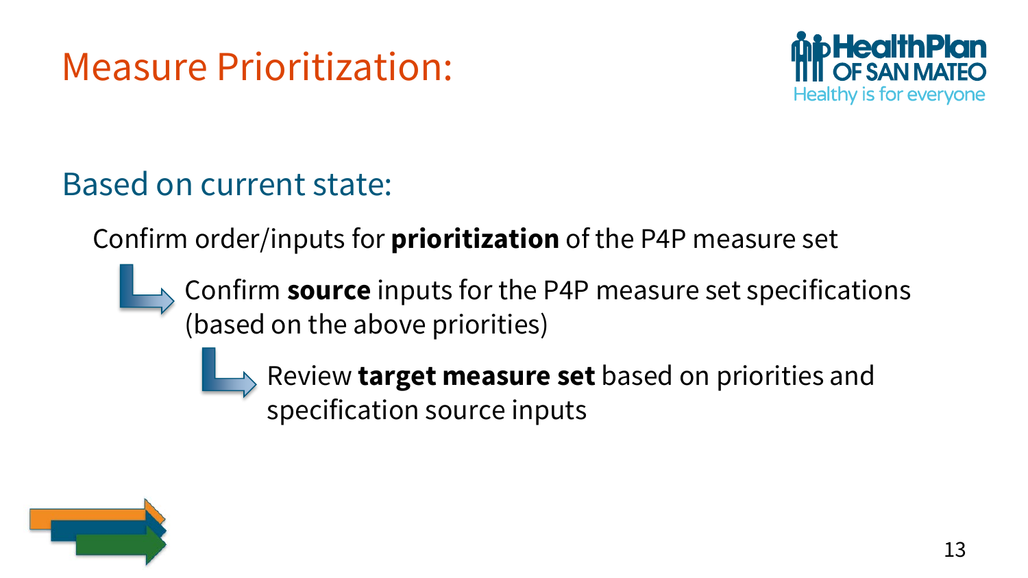# Measure Prioritization:

## Based on current state:

Confirm order/inputs for **prioritization** of the P4P measure set

- Confirm **source** inputs for the P4P measure set specifications (based on the above priorities)
  - Review **target measure set** based on priorities and specification source inputs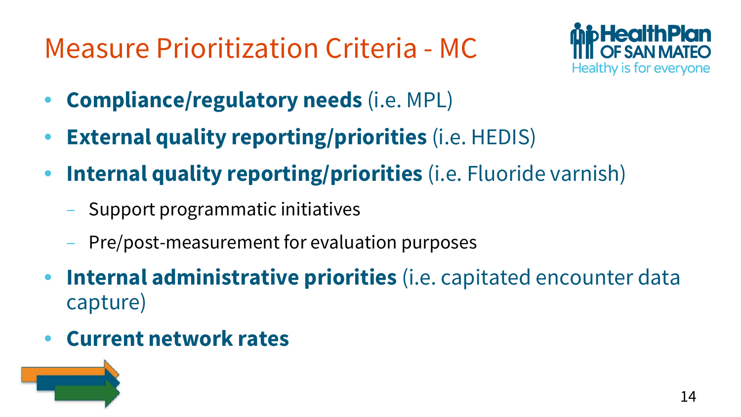# Measure Prioritization Criteria - MC

- **Compliance/regulatory needs** (i.e. MPL)
- **External quality reporting/priorities** (i.e. HEDIS)
- **Internal quality reporting/priorities** (i.e. Fluoride varnish)
  - Support programmatic initiatives
  - Pre/post-measurement for evaluation purposes
- **Internal administrative priorities** (i.e. capitated encounter data capture)
- **Current network rates**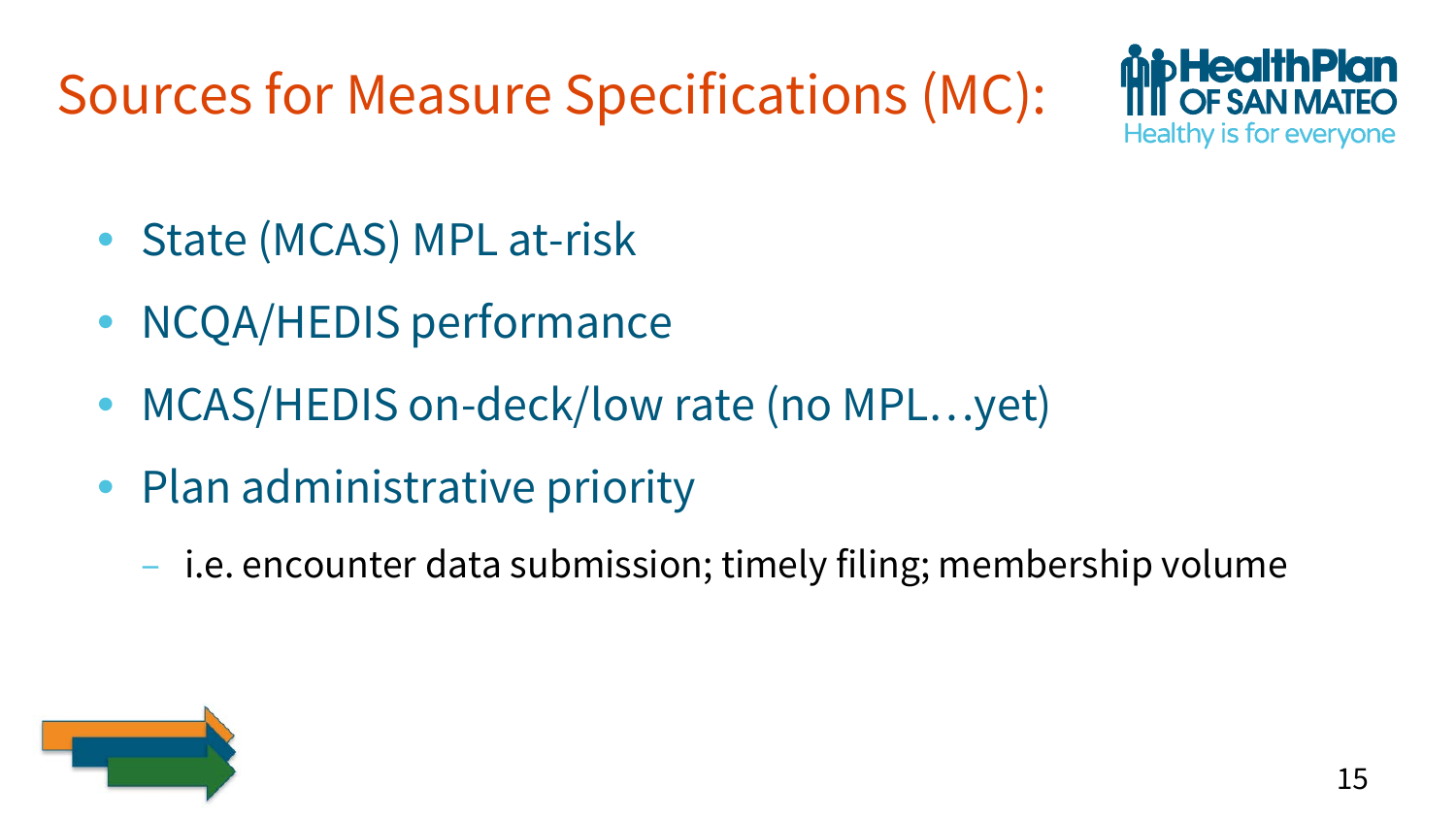# Sources for Measure Specifications (MC):

- State (MCAS) MPL at-risk
- NCQA/HEDIS performance
- MCAS/HEDIS on-deck/low rate (no MPL…yet)
- Plan administrative priority
  - i.e. encounter data submission; timely filing; membership volume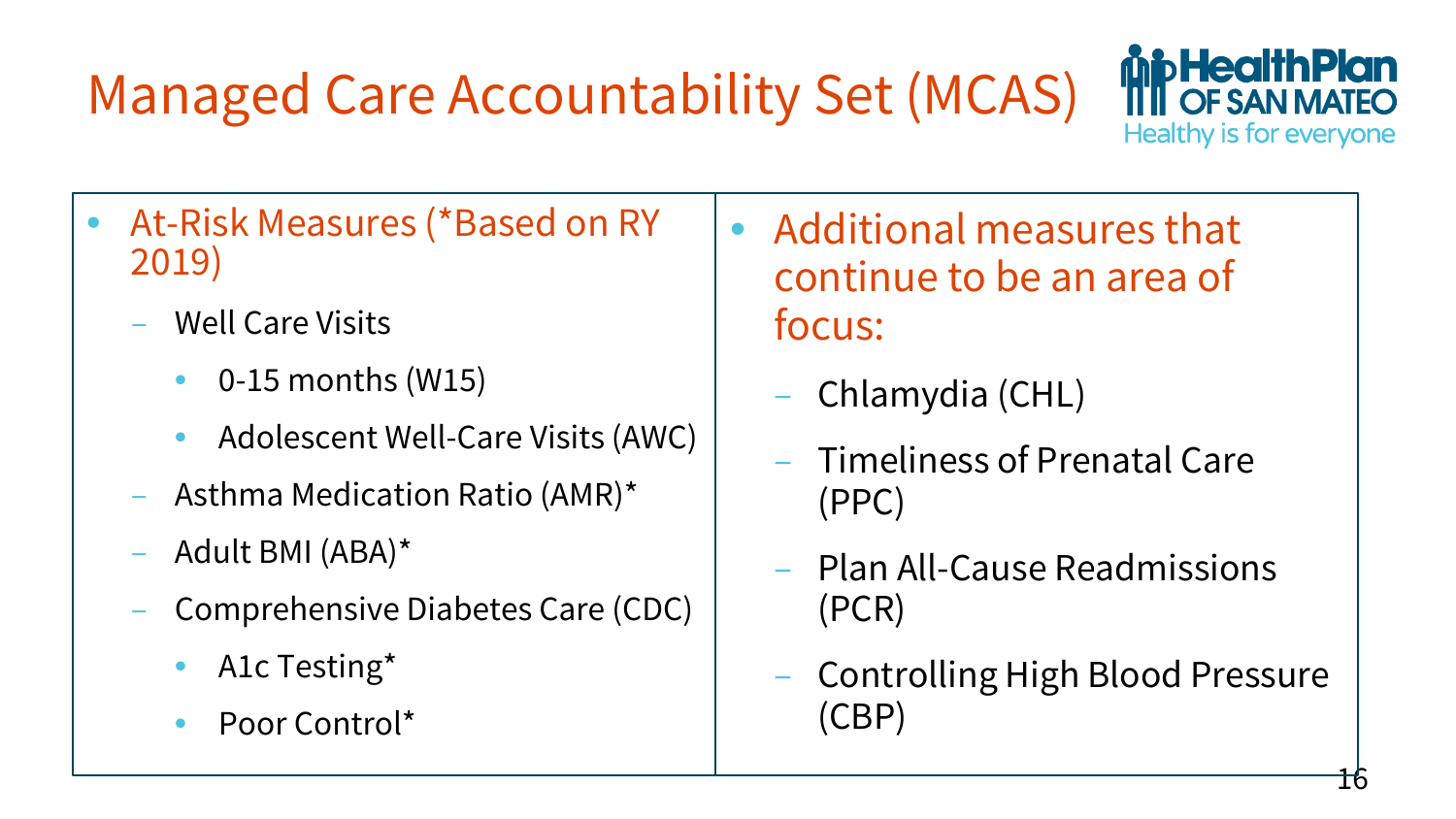# Managed Care Accountability Set (MCAS)

HealthPlan OF SAN MATEO
Healthy is for everyone

- At-Risk Measures (*Based on RY 2019)
  - Well Care Visits
    - 0-15 months (W15)
    - Adolescent Well-Care Visits (AWC)
  - Asthma Medication Ratio (AMR)*
  - Adult BMI (ABA)*
  - Comprehensive Diabetes Care (CDC)
    - A1c Testing*
    - Poor Control*

- Additional measures that continue to be an area of focus:
  - Chlamydia (CHL)
  - Timeliness of Prenatal Care (PPC)
  - Plan All-Cause Readmissions (PCR)
  - Controlling High Blood Pressure (CBP)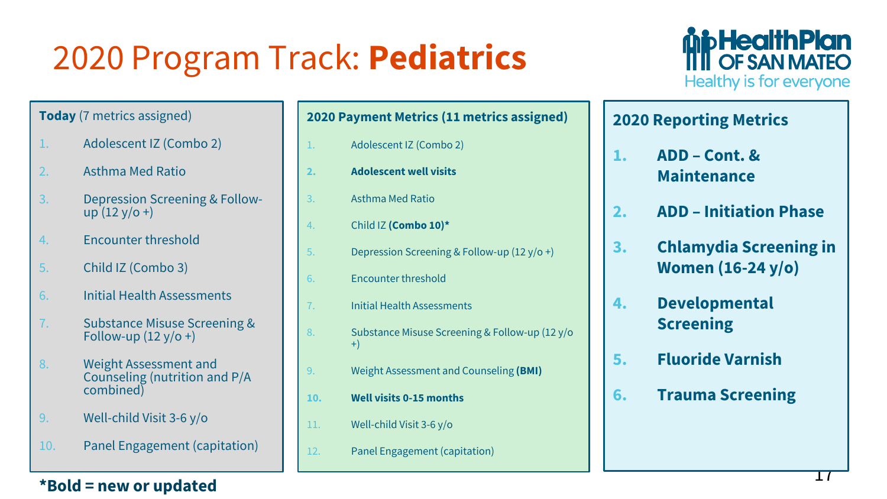# 2020 Program Track: **Pediatrics**

HealthPlan OF SAN MATEO
Healthy is for everyone

**Today** (7 metrics assigned)

1. Adolescent IZ (Combo 2)
2. Asthma Med Ratio
3. Depression Screening & Follow-up (12 y/o +)
4. Encounter threshold
5. Child IZ (Combo 3)
6. Initial Health Assessments
7. Substance Misuse Screening & Follow-up (12 y/o +)
8. Weight Assessment and Counseling (nutrition and P/A combined)
9. Well-child Visit 3-6 y/o
10. Panel Engagement (capitation)

**2020 Payment Metrics (11 metrics assigned)**

1. Adolescent IZ (Combo 2)
2. **Adolescent well visits**
3. Asthma Med Ratio
4. Child IZ **(Combo 10)***
5. Depression Screening & Follow-up (12 y/o +)
6. Encounter threshold
7. Initial Health Assessments
8. Substance Misuse Screening & Follow-up (12 y/o +)
9. Weight Assessment and Counseling **(BMI)**
10. **Well visits 0-15 months**
11. Well-child Visit 3-6 y/o
12. Panel Engagement (capitation)

**2020 Reporting Metrics**

1. **ADD – Cont. & Maintenance**
2. **ADD – Initiation Phase**
3. **Chlamydia Screening in Women (16-24 y/o)**
4. **Developmental Screening**
5. **Fluoride Varnish**
6. **Trauma Screening**

***Bold = new or updated**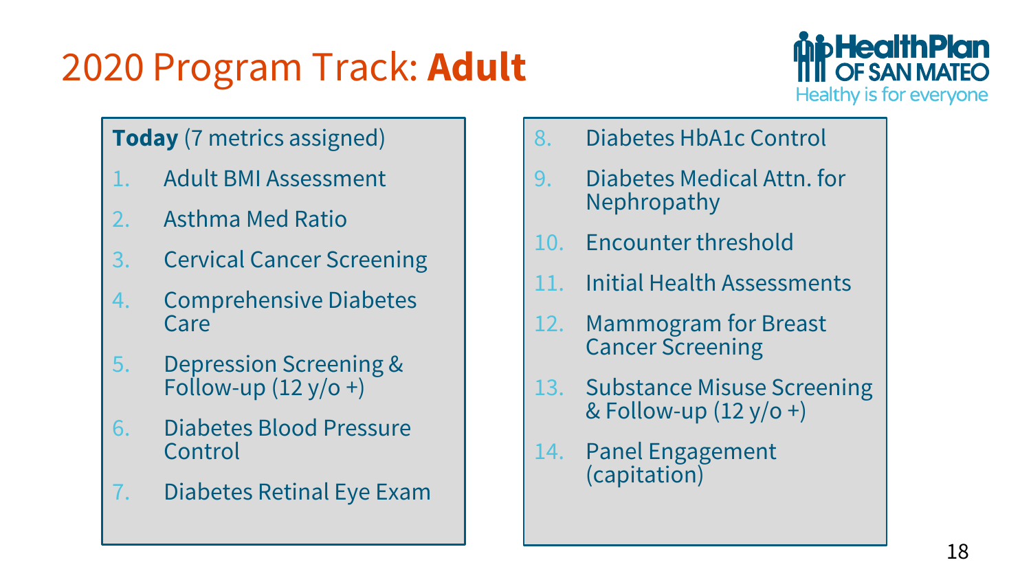# 2020 Program Track: **Adult**

HealthPlan OF SAN MATEO
Healthy is for everyone

**Today** (7 metrics assigned)

1. Adult BMI Assessment
2. Asthma Med Ratio
3. Cervical Cancer Screening
4. Comprehensive Diabetes Care
5. Depression Screening & Follow-up (12 y/o +)
6. Diabetes Blood Pressure Control
7. Diabetes Retinal Eye Exam
8. Diabetes HbA1c Control
9. Diabetes Medical Attn. for Nephropathy
10. Encounter threshold
11. Initial Health Assessments
12. Mammogram for Breast Cancer Screening
13. Substance Misuse Screening & Follow-up (12 y/o +)
14. Panel Engagement (capitation)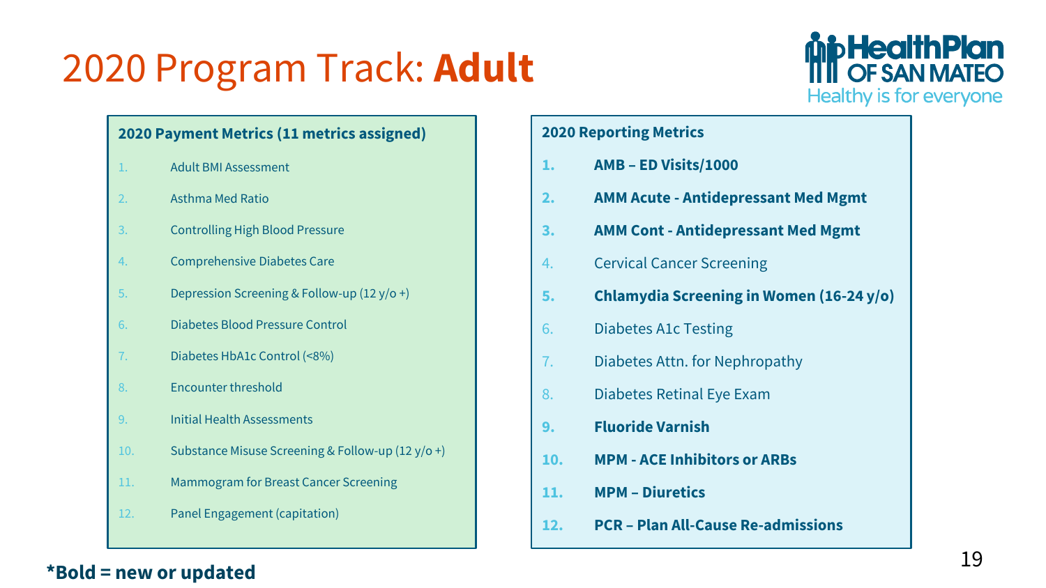# 2020 Program Track: **Adult**

HealthPlan OF SAN MATEO
Healthy is for everyone

**2020 Payment Metrics (11 metrics assigned)**

1. Adult BMI Assessment
2. Asthma Med Ratio
3. Controlling High Blood Pressure
4. Comprehensive Diabetes Care
5. Depression Screening & Follow-up (12 y/o +)
6. Diabetes Blood Pressure Control
7. Diabetes HbA1c Control (<8%)
8. Encounter threshold
9. Initial Health Assessments
10. Substance Misuse Screening & Follow-up (12 y/o +)
11. Mammogram for Breast Cancer Screening
12. Panel Engagement (capitation)

**2020 Reporting Metrics**

1. **AMB – ED Visits/1000**
2. **AMM Acute - Antidepressant Med Mgmt**
3. **AMM Cont - Antidepressant Med Mgmt**
4. Cervical Cancer Screening
5. **Chlamydia Screening in Women (16-24 y/o)**
6. Diabetes A1c Testing
7. Diabetes Attn. for Nephropathy
8. Diabetes Retinal Eye Exam
9. **Fluoride Varnish**
10. **MPM - ACE Inhibitors or ARBs**
11. **MPM – Diuretics**
12. **PCR – Plan All-Cause Re-admissions**

***Bold = new or updated**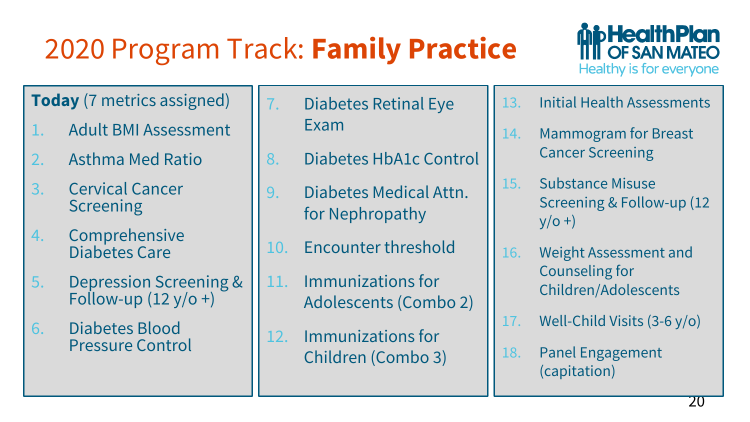# 2020 Program Track: **Family Practice**

HealthPlan OF SAN MATEO
Healthy is for everyone

**Today** (7 metrics assigned)

1. Adult BMI Assessment
2. Asthma Med Ratio
3. Cervical Cancer Screening
4. Comprehensive Diabetes Care
5. Depression Screening & Follow-up (12 y/o +)
6. Diabetes Blood Pressure Control
7. Diabetes Retinal Eye Exam
8. Diabetes HbA1c Control
9. Diabetes Medical Attn. for Nephropathy
10. Encounter threshold
11. Immunizations for Adolescents (Combo 2)
12. Immunizations for Children (Combo 3)
13. Initial Health Assessments
14. Mammogram for Breast Cancer Screening
15. Substance Misuse Screening & Follow-up (12 y/o +)
16. Weight Assessment and Counseling for Children/Adolescents
17. Well-Child Visits (3-6 y/o)
18. Panel Engagement (capitation)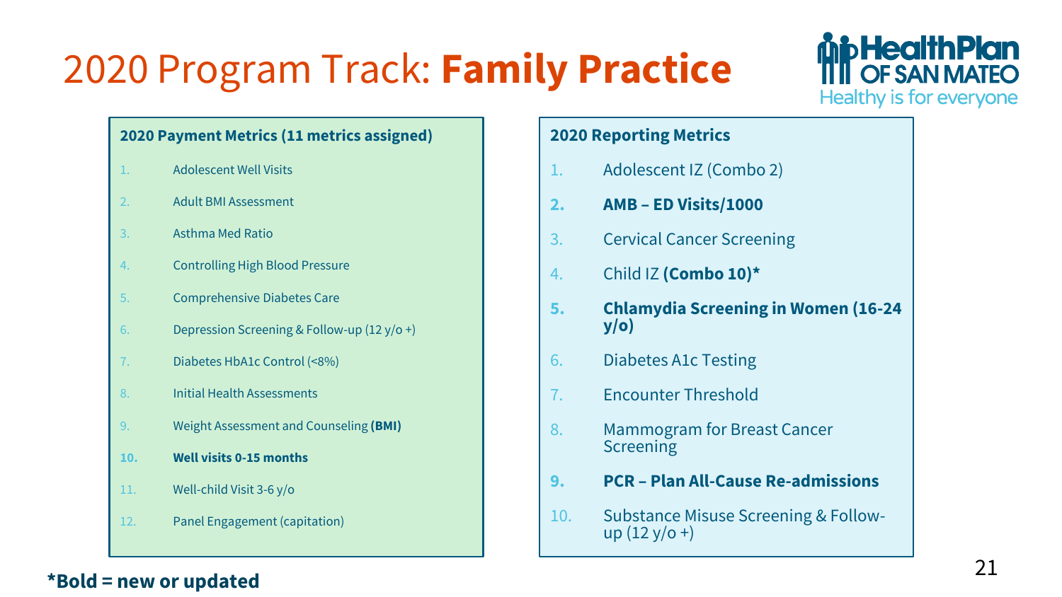# 2020 Program Track: **Family Practice**

HealthPlan OF SAN MATEO
Healthy is for everyone

**2020 Payment Metrics (11 metrics assigned)**

1. Adolescent Well Visits
2. Adult BMI Assessment
3. Asthma Med Ratio
4. Controlling High Blood Pressure
5. Comprehensive Diabetes Care
6. Depression Screening & Follow-up (12 y/o +)
7. Diabetes HbA1c Control (<8%)
8. Initial Health Assessments
9. Weight Assessment and Counseling **(BMI)**
10. **Well visits 0-15 months**
11. Well-child Visit 3-6 y/o
12. Panel Engagement (capitation)

**2020 Reporting Metrics**

1. Adolescent IZ (Combo 2)
2. **AMB – ED Visits/1000**
3. Cervical Cancer Screening
4. Child IZ **(Combo 10)***
5. **Chlamydia Screening in Women (16-24 y/o)**
6. Diabetes A1c Testing
7. Encounter Threshold
8. Mammogram for Breast Cancer Screening
9. **PCR – Plan All-Cause Re-admissions**
10. Substance Misuse Screening & Follow-up (12 y/o +)

**\*Bold = new or updated**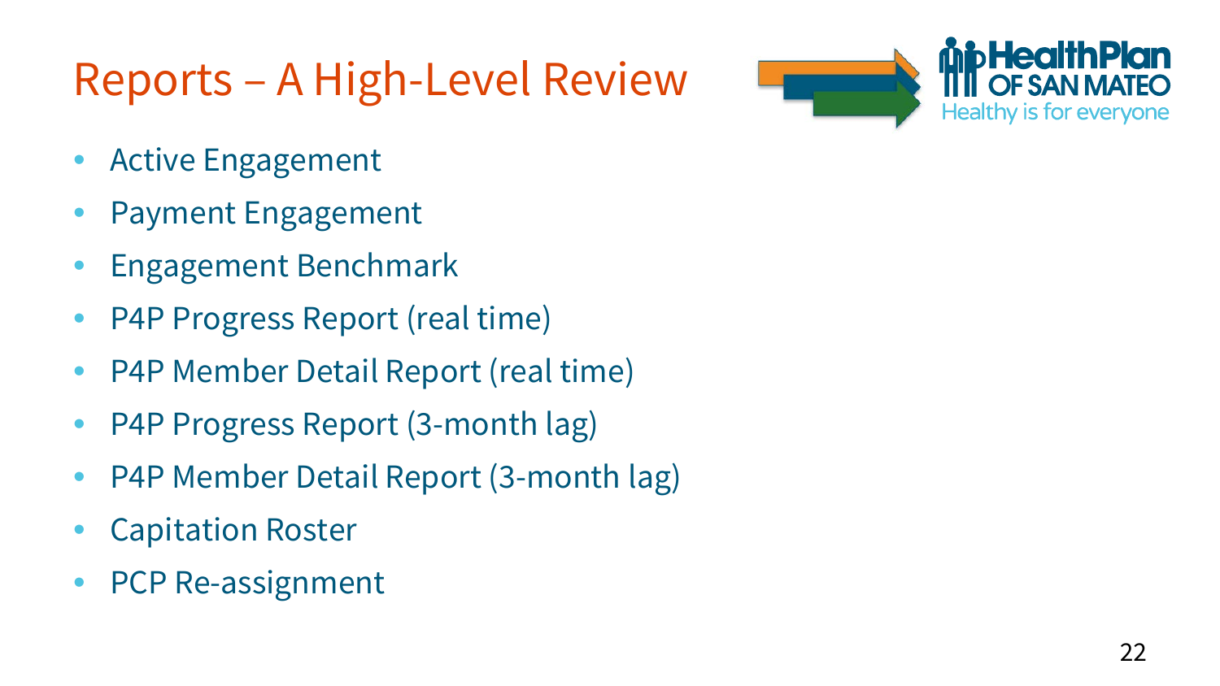# Reports – A High-Level Review

- Active Engagement
- Payment Engagement
- Engagement Benchmark
- P4P Progress Report (real time)
- P4P Member Detail Report (real time)
- P4P Progress Report (3-month lag)
- P4P Member Detail Report (3-month lag)
- Capitation Roster
- PCP Re-assignment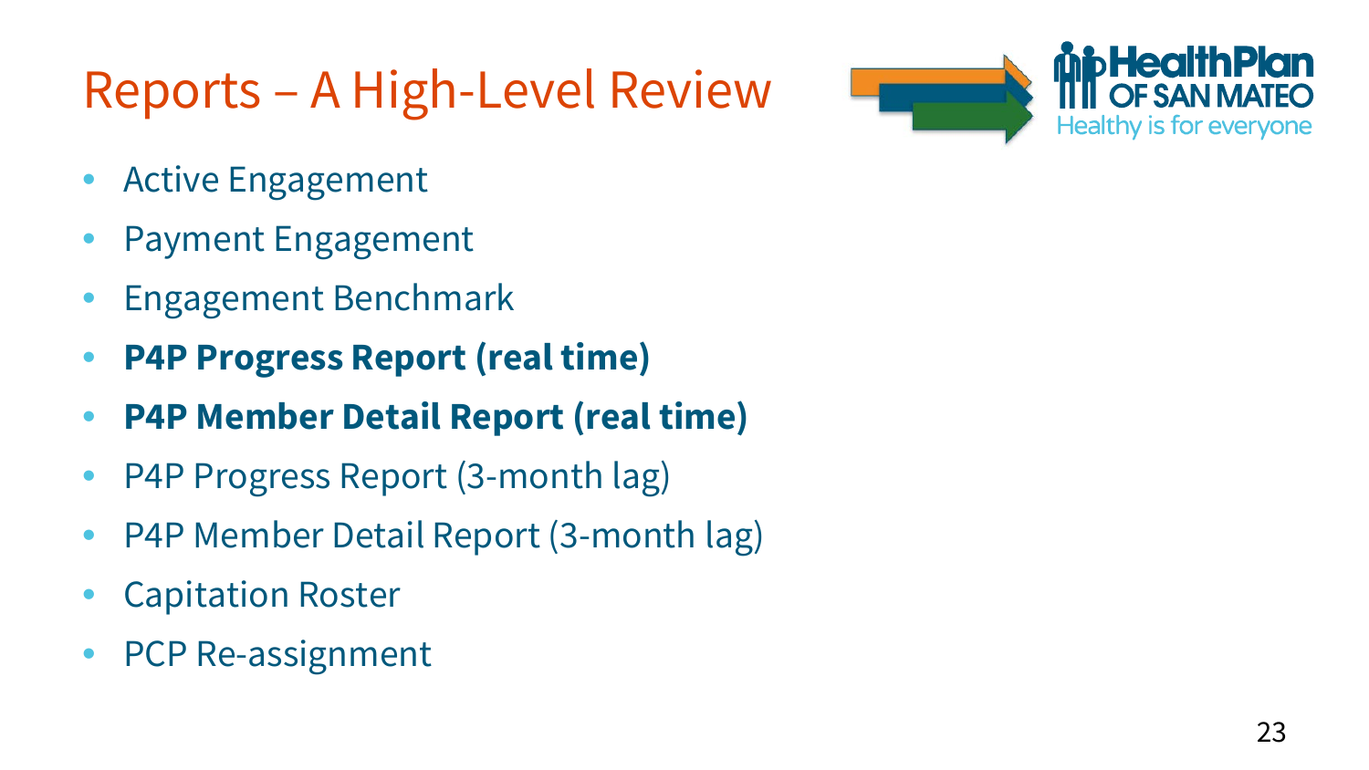# Reports – A High-Level Review

- Active Engagement
- Payment Engagement
- Engagement Benchmark
- **P4P Progress Report (real time)**
- **P4P Member Detail Report (real time)**
- P4P Progress Report (3-month lag)
- P4P Member Detail Report (3-month lag)
- Capitation Roster
- PCP Re-assignment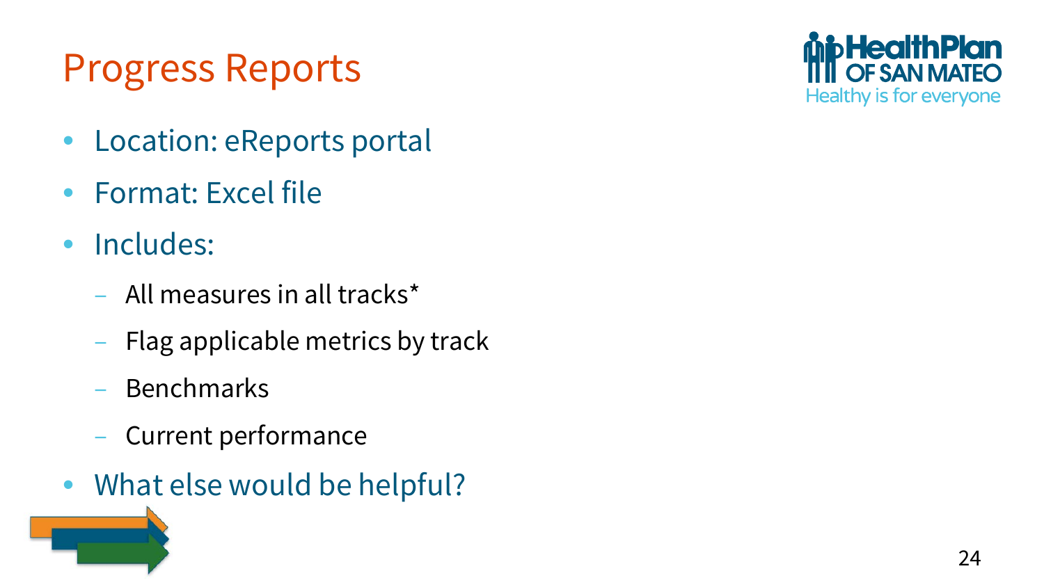# Progress Reports

- Location: eReports portal
- Format: Excel file
- Includes:
  - All measures in all tracks*
  - Flag applicable metrics by track
  - Benchmarks
  - Current performance
- What else would be helpful?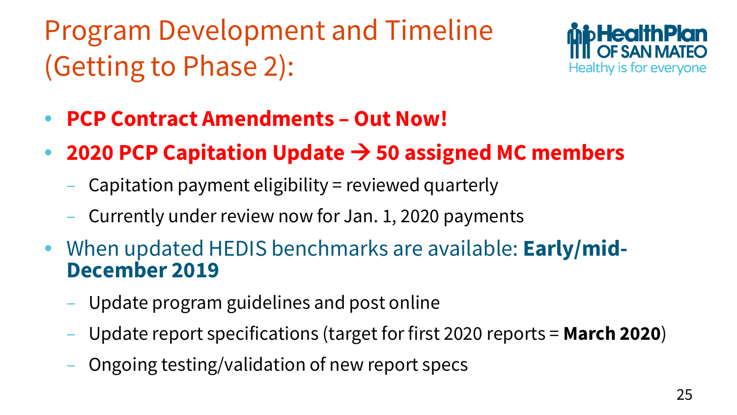# Program Development and Timeline (Getting to Phase 2):

- **PCP Contract Amendments – Out Now!**
- **2020 PCP Capitation Update → 50 assigned MC members**
  - Capitation payment eligibility = reviewed quarterly
  - Currently under review now for Jan. 1, 2020 payments
- When updated HEDIS benchmarks are available: **Early/mid-December 2019**
  - Update program guidelines and post online
  - Update report specifications (target for first 2020 reports = **March 2020**)
  - Ongoing testing/validation of new report specs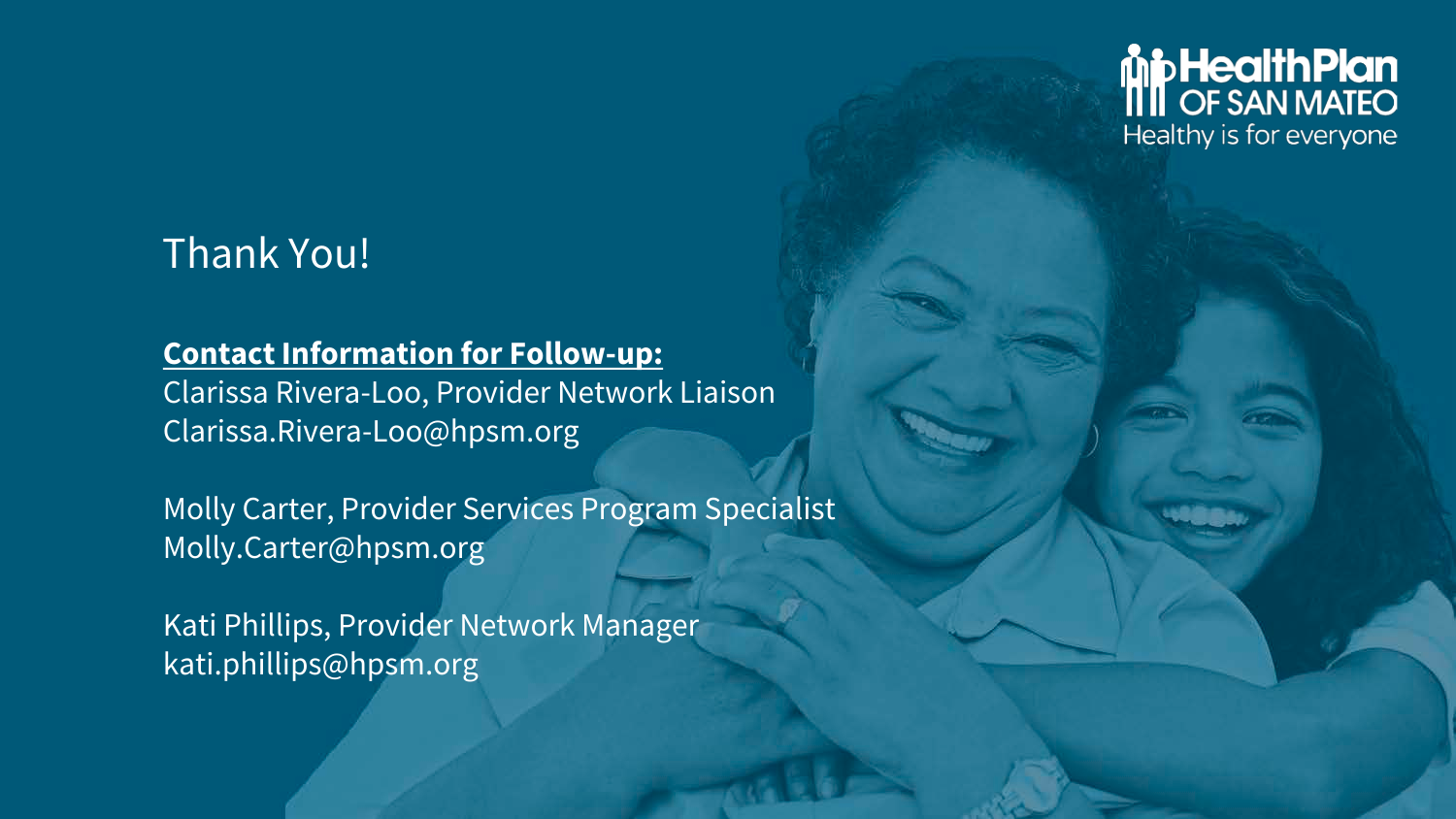HealthPlan OF SAN MATEO
Healthy is for everyone

# Thank You!

**Contact Information for Follow-up:**

Clarissa Rivera-Loo, Provider Network Liaison
Clarissa.Rivera-Loo@hpsm.org

Molly Carter, Provider Services Program Specialist
Molly.Carter@hpsm.org

Kati Phillips, Provider Network Manager
kati.phillips@hpsm.org